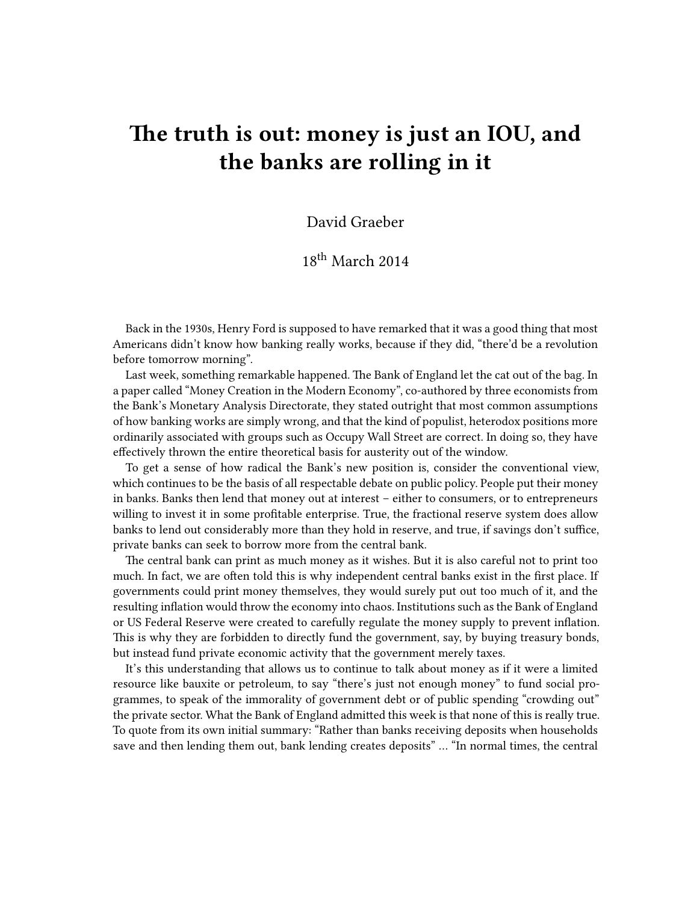# The truth is out: money is just an IOU, and the banks are rolling in it

David Graeber

18th March 2014

Back in the 1930s, Henry Ford is supposed to have remarked that it was a good thing that most Americans didn't know how banking really works, because if they did, "there'd be a revolution before tomorrow morning".

Last week, something remarkable happened. The Bank of England let the cat out of the bag. In a paper called "Money Creation in the Modern Economy", co-authored by three economists from the Bank's Monetary Analysis Directorate, they stated outright that most common assumptions of how banking works are simply wrong, and that the kind of populist, heterodox positions more ordinarily associated with groups such as Occupy Wall Street are correct. In doing so, they have effectively thrown the entire theoretical basis for austerity out of the window.

To get a sense of how radical the Bank's new position is, consider the conventional view, which continues to be the basis of all respectable debate on public policy. People put their money in banks. Banks then lend that money out at interest – either to consumers, or to entrepreneurs willing to invest it in some profitable enterprise. True, the fractional reserve system does allow banks to lend out considerably more than they hold in reserve, and true, if savings don't suffice, private banks can seek to borrow more from the central bank.

The central bank can print as much money as it wishes. But it is also careful not to print too much. In fact, we are often told this is why independent central banks exist in the first place. If governments could print money themselves, they would surely put out too much of it, and the resulting inflation would throw the economy into chaos. Institutions such as the Bank of England or US Federal Reserve were created to carefully regulate the money supply to prevent inflation. This is why they are forbidden to directly fund the government, say, by buying treasury bonds, but instead fund private economic activity that the government merely taxes.

It's this understanding that allows us to continue to talk about money as if it were a limited resource like bauxite or petroleum, to say "there's just not enough money" to fund social programmes, to speak of the immorality of government debt or of public spending "crowding out" the private sector. What the Bank of England admitted this week is that none of this is really true. To quote from its own initial summary: "Rather than banks receiving deposits when households save and then lending them out, bank lending creates deposits" … "In normal times, the central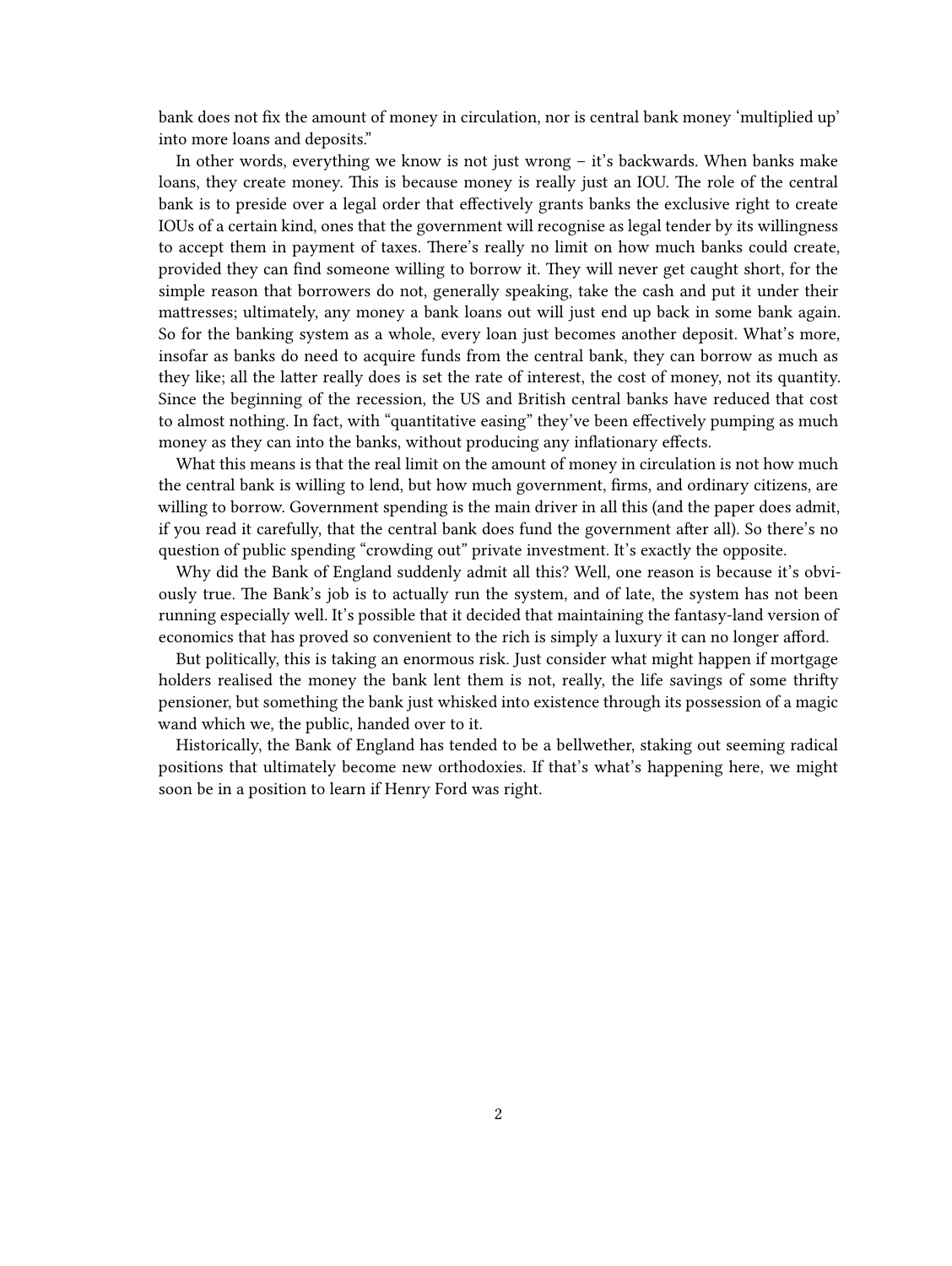bank does not fix the amount of money in circulation, nor is central bank money 'multiplied up' into more loans and deposits."

In other words, everything we know is not just wrong – it's backwards. When banks make loans, they create money. This is because money is really just an IOU. The role of the central bank is to preside over a legal order that effectively grants banks the exclusive right to create IOUs of a certain kind, ones that the government will recognise as legal tender by its willingness to accept them in payment of taxes. There's really no limit on how much banks could create, provided they can find someone willing to borrow it. They will never get caught short, for the simple reason that borrowers do not, generally speaking, take the cash and put it under their mattresses; ultimately, any money a bank loans out will just end up back in some bank again. So for the banking system as a whole, every loan just becomes another deposit. What's more, insofar as banks do need to acquire funds from the central bank, they can borrow as much as they like; all the latter really does is set the rate of interest, the cost of money, not its quantity. Since the beginning of the recession, the US and British central banks have reduced that cost to almost nothing. In fact, with "quantitative easing" they've been effectively pumping as much money as they can into the banks, without producing any inflationary effects.

What this means is that the real limit on the amount of money in circulation is not how much the central bank is willing to lend, but how much government, firms, and ordinary citizens, are willing to borrow. Government spending is the main driver in all this (and the paper does admit, if you read it carefully, that the central bank does fund the government after all). So there's no question of public spending "crowding out" private investment. It's exactly the opposite.

Why did the Bank of England suddenly admit all this? Well, one reason is because it's obviously true. The Bank's job is to actually run the system, and of late, the system has not been running especially well. It's possible that it decided that maintaining the fantasy-land version of economics that has proved so convenient to the rich is simply a luxury it can no longer afford.

But politically, this is taking an enormous risk. Just consider what might happen if mortgage holders realised the money the bank lent them is not, really, the life savings of some thrifty pensioner, but something the bank just whisked into existence through its possession of a magic wand which we, the public, handed over to it.

Historically, the Bank of England has tended to be a bellwether, staking out seeming radical positions that ultimately become new orthodoxies. If that's what's happening here, we might soon be in a position to learn if Henry Ford was right.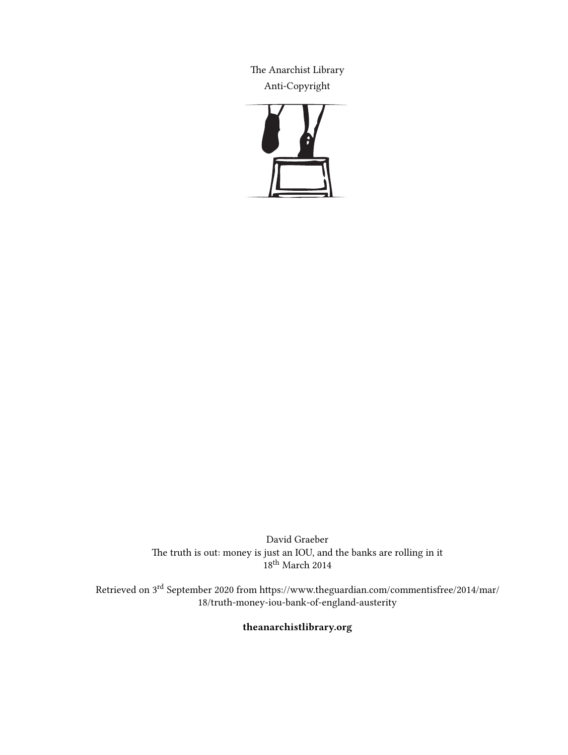The Anarchist Library
Anti-Copyright

David Graeber
The truth is out: money is just an IOU, and the banks are rolling in it
18th March 2014

Retrieved on 3rd September 2020 from https://www.theguardian.com/commentisfree/2014/mar/18/truth-money-iou-bank-of-england-austerity

**theanarchistlibrary.org**